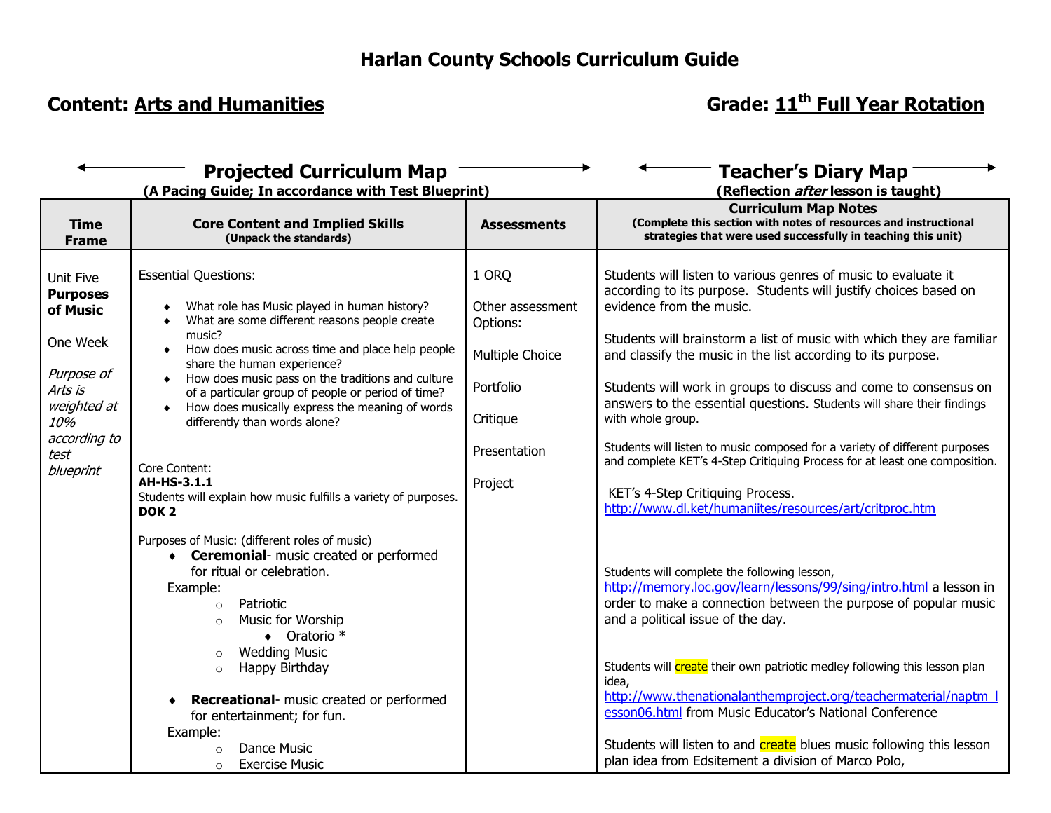# Harlan County Schools Curriculum Guide

**Content: Arts and Humanities** **Grade: 11th Full Year Rotation**

| **Projected Curriculum Map** (A Pacing Guide; In accordance with Test Blueprint) | | | **Teacher's Diary Map** (Reflection *after* lesson is taught) |
|---|---|---|---|
| **Time Frame** | **Core Content and Implied Skills** (Unpack the standards) | **Assessments** | **Curriculum Map Notes** (Complete this section with notes of resources and instructional strategies that were used successfully in teaching this unit) |
| Unit Five **Purposes of Music**<br><br>One Week<br><br>*Purpose of Arts is weighted at 10% according to test blueprint* | Essential Questions:<br>♦ What role has Music played in human history?<br>♦ What are some different reasons people create music?<br>♦ How does music across time and place help people share the human experience?<br>♦ How does music pass on the traditions and culture of a particular group of people or period of time?<br>♦ How does musically express the meaning of words differently than words alone?<br><br>Core Content:<br>**AH-HS-3.1.1**<br>Students will explain how music fulfills a variety of purposes.<br>**DOK 2**<br><br>Purposes of Music: (different roles of music)<br>♦ **Ceremonial**- music created or performed for ritual or celebration.<br>Example:<br>○ Patriotic<br>○ Music for Worship<br>♦ Oratorio *<br>○ Wedding Music<br>○ Happy Birthday<br><br>♦ **Recreational**- music created or performed for entertainment; for fun.<br>Example:<br>○ Dance Music<br>○ Exercise Music | 1 ORQ<br><br>Other assessment Options:<br><br>Multiple Choice<br><br>Portfolio<br><br>Critique<br><br>Presentation<br><br>Project | Students will listen to various genres of music to evaluate it according to its purpose. Students will justify choices based on evidence from the music.<br><br>Students will brainstorm a list of music with which they are familiar and classify the music in the list according to its purpose.<br><br>Students will work in groups to discuss and come to consensus on answers to the essential questions. Students will share their findings with whole group.<br><br>Students will listen to music composed for a variety of different purposes and complete KET's 4-Step Critiquing Process for at least one composition.<br><br>KET's 4-Step Critiquing Process.<br>http://www.dl.ket/humaniites/resources/art/critproc.htm<br><br>Students will complete the following lesson, http://memory.loc.gov/learn/lessons/99/sing/intro.html a lesson in order to make a connection between the purpose of popular music and a political issue of the day.<br><br>Students will create their own patriotic medley following this lesson plan idea, http://www.thenationalanthemproject.org/teachermaterial/naptm_lesson06.html from Music Educator's National Conference<br><br>Students will listen to and create blues music following this lesson plan idea from Edsitement a division of Marco Polo, |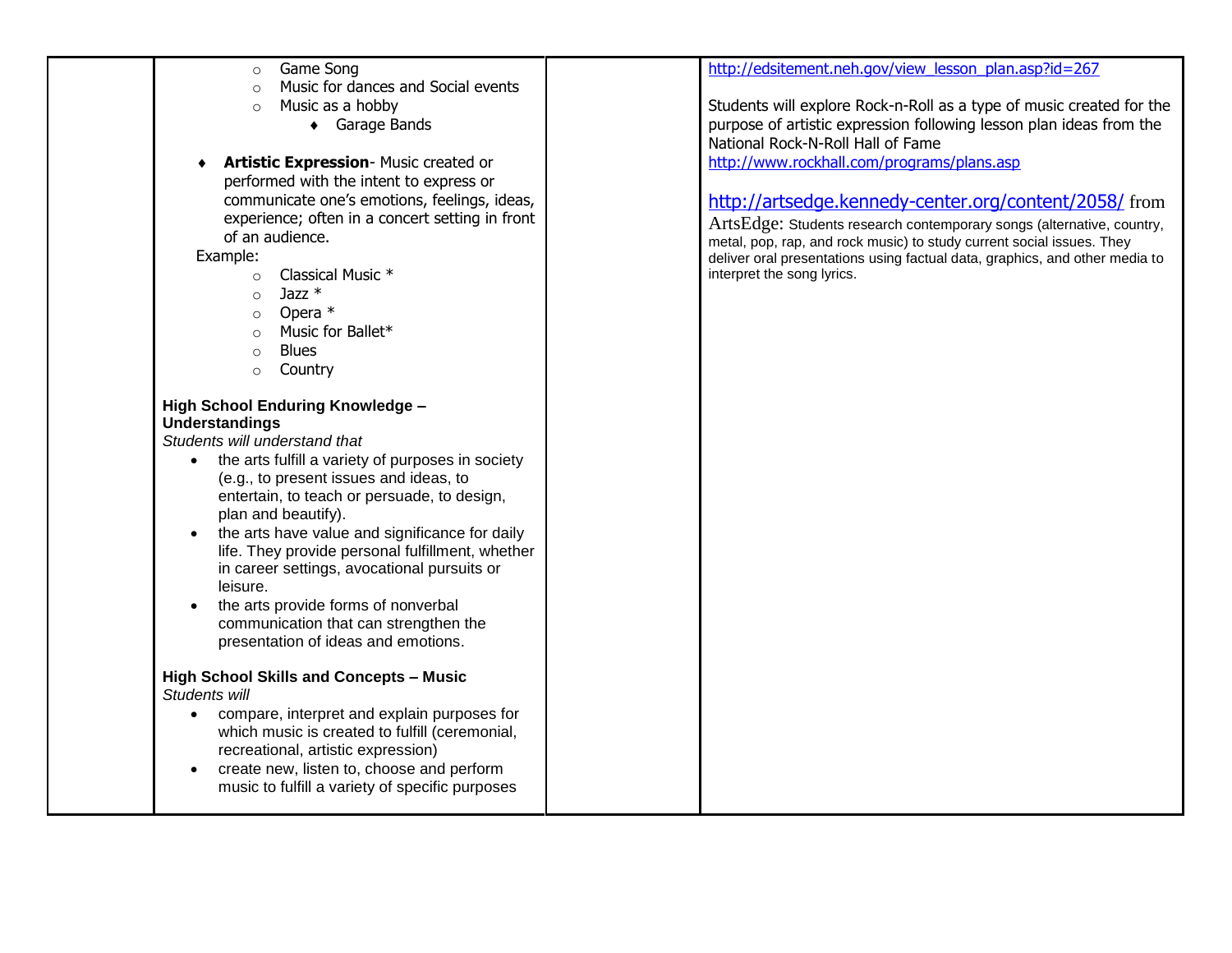| | | | |
|---|---|---|---|
| | ○ Game Song<br>○ Music for dances and Social events<br>○ Music as a hobby<br>♦ Garage Bands<br><br>♦ **Artistic Expression**- Music created or performed with the intent to express or communicate one's emotions, feelings, ideas, experience; often in a concert setting in front of an audience.<br>Example:<br>○ Classical Music *<br>○ Jazz *<br>○ Opera *<br>○ Music for Ballet*<br>○ Blues<br>○ Country<br><br>**High School Enduring Knowledge – Understandings**<br>*Students will understand that*<br>• the arts fulfill a variety of purposes in society (e.g., to present issues and ideas, to entertain, to teach or persuade, to design, plan and beautify).<br>• the arts have value and significance for daily life. They provide personal fulfillment, whether in career settings, avocational pursuits or leisure.<br>• the arts provide forms of nonverbal communication that can strengthen the presentation of ideas and emotions.<br><br>**High School Skills and Concepts – Music**<br>*Students will*<br>• compare, interpret and explain purposes for which music is created to fulfill (ceremonial, recreational, artistic expression)<br>• create new, listen to, choose and perform music to fulfill a variety of specific purposes | | http://edsitement.neh.gov/view_lesson_plan.asp?id=267<br><br>Students will explore Rock-n-Roll as a type of music created for the purpose of artistic expression following lesson plan ideas from the National Rock-N-Roll Hall of Fame<br>http://www.rockhall.com/programs/plans.asp<br><br>http://artsedge.kennedy-center.org/content/2058/ from ArtsEdge: Students research contemporary songs (alternative, country, metal, pop, rap, and rock music) to study current social issues. They deliver oral presentations using factual data, graphics, and other media to interpret the song lyrics. |